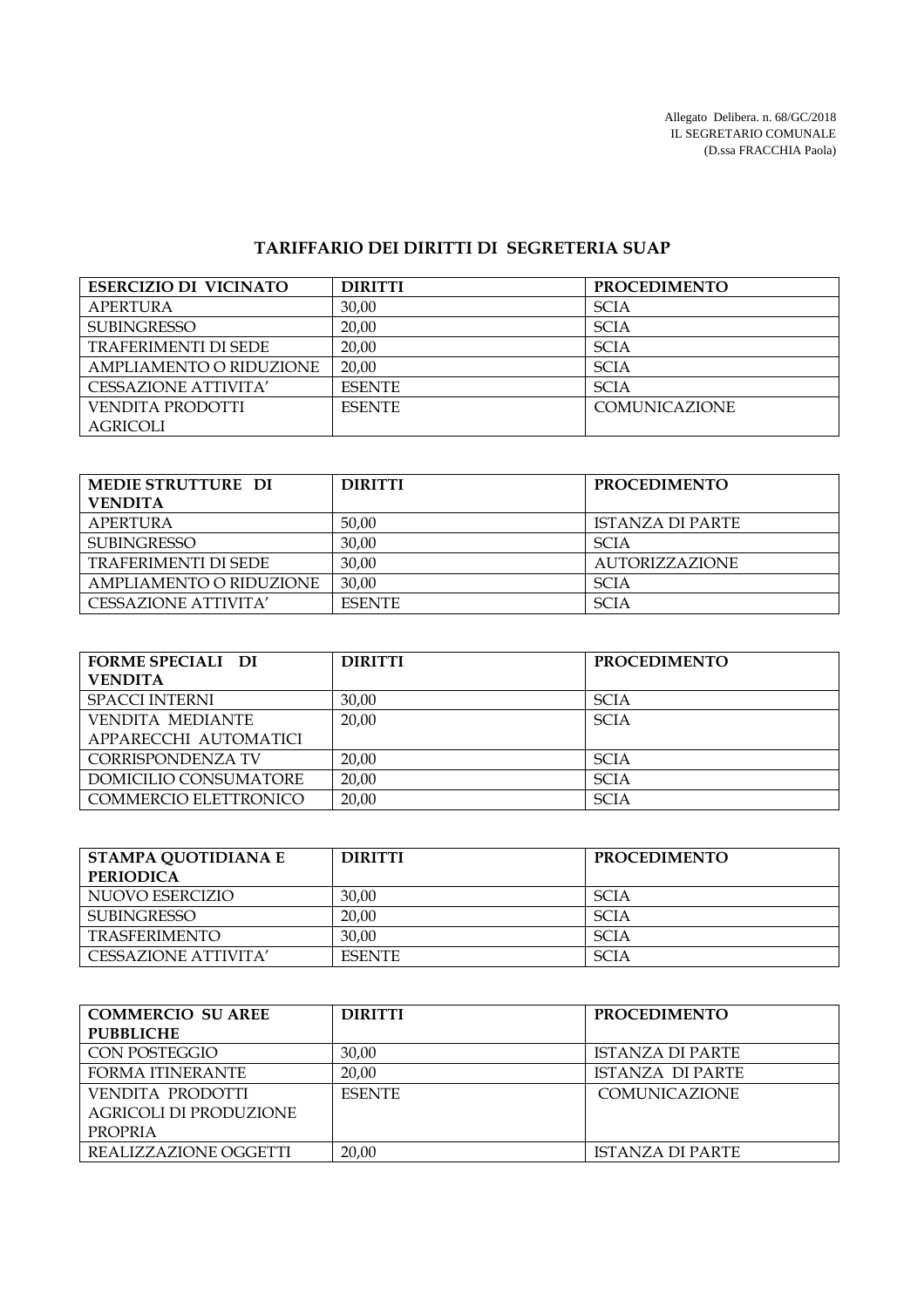Allegato Delibera. n. 68/GC/2018
IL SEGRETARIO COMUNALE
(D.ssa FRACCHIA Paola)

## TARIFFARIO DEI DIRITTI DI SEGRETERIA SUAP

| ESERCIZIO DI VICINATO | DIRITTI | PROCEDIMENTO |
|---|---|---|
| APERTURA | 30,00 | SCIA |
| SUBINGRESSO | 20,00 | SCIA |
| TRAFERIMENTI DI SEDE | 20,00 | SCIA |
| AMPLIAMENTO O RIDUZIONE | 20,00 | SCIA |
| CESSAZIONE ATTIVITA' | ESENTE | SCIA |
| VENDITA PRODOTTI AGRICOLI | ESENTE | COMUNICAZIONE |

| MEDIE STRUTTURE DI VENDITA | DIRITTI | PROCEDIMENTO |
|---|---|---|
| APERTURA | 50,00 | ISTANZA DI PARTE |
| SUBINGRESSO | 30,00 | SCIA |
| TRAFERIMENTI DI SEDE | 30,00 | AUTORIZZAZIONE |
| AMPLIAMENTO O RIDUZIONE | 30,00 | SCIA |
| CESSAZIONE ATTIVITA' | ESENTE | SCIA |

| FORME SPECIALI DI VENDITA | DIRITTI | PROCEDIMENTO |
|---|---|---|
| SPACCI INTERNI | 30,00 | SCIA |
| VENDITA MEDIANTE APPARECCHI AUTOMATICI | 20,00 | SCIA |
| CORRISPONDENZA TV | 20,00 | SCIA |
| DOMICILIO CONSUMATORE | 20,00 | SCIA |
| COMMERCIO ELETTRONICO | 20,00 | SCIA |

| STAMPA QUOTIDIANA E PERIODICA | DIRITTI | PROCEDIMENTO |
|---|---|---|
| NUOVO ESERCIZIO | 30,00 | SCIA |
| SUBINGRESSO | 20,00 | SCIA |
| TRASFERIMENTO | 30,00 | SCIA |
| CESSAZIONE ATTIVITA' | ESENTE | SCIA |

| COMMERCIO SU AREE PUBBLICHE | DIRITTI | PROCEDIMENTO |
|---|---|---|
| CON POSTEGGIO | 30,00 | ISTANZA DI PARTE |
| FORMA ITINERANTE | 20,00 | ISTANZA DI PARTE |
| VENDITA PRODOTTI AGRICOLI DI PRODUZIONE PROPRIA | ESENTE | COMUNICAZIONE |
| REALIZZAZIONE OGGETTI | 20,00 | ISTANZA DI PARTE |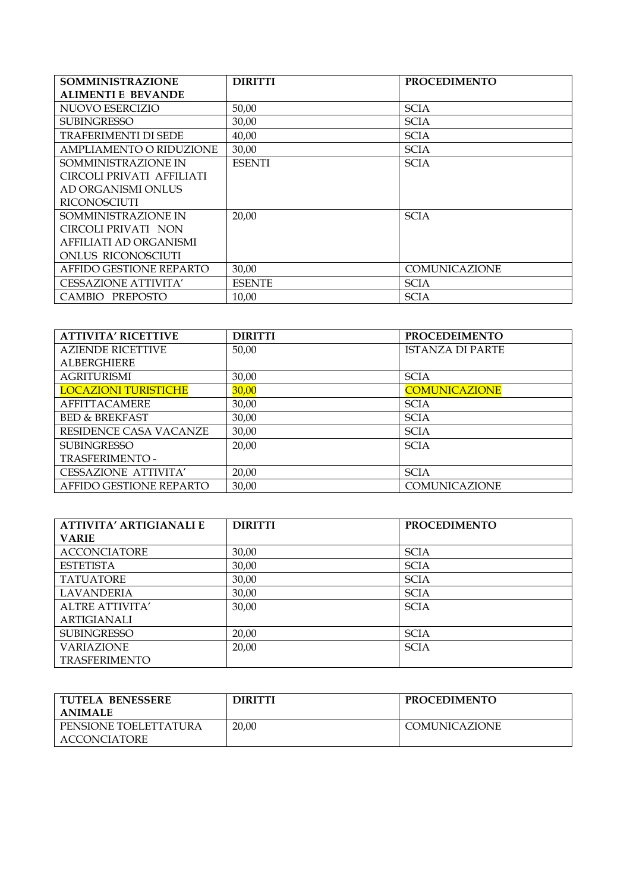| SOMMINISTRAZIONE ALIMENTI E BEVANDE | DIRITTI | PROCEDIMENTO |
|---|---|---|
| NUOVO ESERCIZIO | 50,00 | SCIA |
| SUBINGRESSO | 30,00 | SCIA |
| TRAFERIMENTI DI SEDE | 40,00 | SCIA |
| AMPLIAMENTO O RIDUZIONE | 30,00 | SCIA |
| SOMMINISTRAZIONE IN CIRCOLI PRIVATI AFFILIATI AD ORGANISMI ONLUS RICONOSCIUTI | ESENTI | SCIA |
| SOMMINISTRAZIONE IN CIRCOLI PRIVATI NON AFFILIATI AD ORGANISMI ONLUS RICONOSCIUTI | 20,00 | SCIA |
| AFFIDO GESTIONE REPARTO | 30,00 | COMUNICAZIONE |
| CESSAZIONE ATTIVITA' | ESENTE | SCIA |
| CAMBIO PREPOSTO | 10,00 | SCIA |

| ATTIVITA' RICETTIVE | DIRITTI | PROCEDEIMENTO |
|---|---|---|
| AZIENDE RICETTIVE ALBERGHIERE | 50,00 | ISTANZA DI PARTE |
| AGRITURISMI | 30,00 | SCIA |
| LOCAZIONI TURISTICHE | 30,00 | COMUNICAZIONE |
| AFFITTACAMERE | 30,00 | SCIA |
| BED & BREKFAST | 30,00 | SCIA |
| RESIDENCE CASA VACANZE | 30,00 | SCIA |
| SUBINGRESSO TRASFERIMENTO - | 20,00 | SCIA |
| CESSAZIONE ATTIVITA' | 20,00 | SCIA |
| AFFIDO GESTIONE REPARTO | 30,00 | COMUNICAZIONE |

| ATTIVITA' ARTIGIANALI E VARIE | DIRITTI | PROCEDIMENTO |
|---|---|---|
| ACCONCIATORE | 30,00 | SCIA |
| ESTETISTA | 30,00 | SCIA |
| TATUATORE | 30,00 | SCIA |
| LAVANDERIA | 30,00 | SCIA |
| ALTRE ATTIVITA' ARTIGIANALI | 30,00 | SCIA |
| SUBINGRESSO | 20,00 | SCIA |
| VARIAZIONE TRASFERIMENTO | 20,00 | SCIA |

| TUTELA BENESSERE ANIMALE | DIRITTI | PROCEDIMENTO |
|---|---|---|
| PENSIONE TOELETTATURA ACCONCIATORE | 20,00 | COMUNICAZIONE |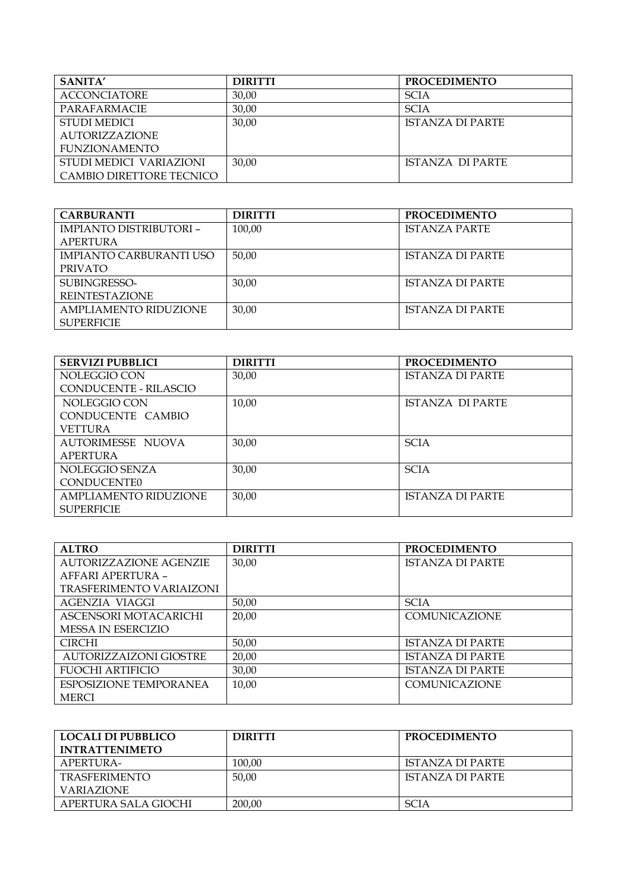| SANITA' | DIRITTI | PROCEDIMENTO |
| --- | --- | --- |
| ACCONCIATORE | 30,00 | SCIA |
| PARAFARMACIE | 30,00 | SCIA |
| STUDI MEDICI AUTORIZZAZIONE FUNZIONAMENTO | 30,00 | ISTANZA DI PARTE |
| STUDI MEDICI VARIAZIONI CAMBIO DIRETTORE TECNICO | 30,00 | ISTANZA DI PARTE |

| CARBURANTI | DIRITTI | PROCEDIMENTO |
| --- | --- | --- |
| IMPIANTO DISTRIBUTORI – APERTURA | 100,00 | ISTANZA PARTE |
| IMPIANTO CARBURANTI USO PRIVATO | 50,00 | ISTANZA DI PARTE |
| SUBINGRESSO- REINTESTAZIONE | 30,00 | ISTANZA DI PARTE |
| AMPLIAMENTO RIDUZIONE SUPERFICIE | 30,00 | ISTANZA DI PARTE |

| SERVIZI PUBBLICI | DIRITTI | PROCEDIMENTO |
| --- | --- | --- |
| NOLEGGIO CON CONDUCENTE - RILASCIO | 30,00 | ISTANZA DI PARTE |
| NOLEGGIO CON CONDUCENTE CAMBIO VETTURA | 10,00 | ISTANZA DI PARTE |
| AUTORIMESSE NUOVA APERTURA | 30,00 | SCIA |
| NOLEGGIO SENZA CONDUCENTE0 | 30,00 | SCIA |
| AMPLIAMENTO RIDUZIONE SUPERFICIE | 30,00 | ISTANZA DI PARTE |

| ALTRO | DIRITTI | PROCEDIMENTO |
| --- | --- | --- |
| AUTORIZZAZIONE AGENZIE AFFARI APERTURA – TRASFERIMENTO VARIAIZONI | 30,00 | ISTANZA DI PARTE |
| AGENZIA VIAGGI | 50,00 | SCIA |
| ASCENSORI MOTACARICHI MESSA IN ESERCIZIO | 20,00 | COMUNICAZIONE |
| CIRCHI | 50,00 | ISTANZA DI PARTE |
| AUTORIZZAIZONI GIOSTRE | 20,00 | ISTANZA DI PARTE |
| FUOCHI ARTIFICIO | 30,00 | ISTANZA DI PARTE |
| ESPOSIZIONE TEMPORANEA MERCI | 10,00 | COMUNICAZIONE |

| LOCALI DI PUBBLICO INTRATTENIMETO | DIRITTI | PROCEDIMENTO |
| --- | --- | --- |
| APERTURA- | 100,00 | ISTANZA DI PARTE |
| TRASFERIMENTO VARIAZIONE | 50,00 | ISTANZA DI PARTE |
| APERTURA SALA GIOCHI | 200,00 | SCIA |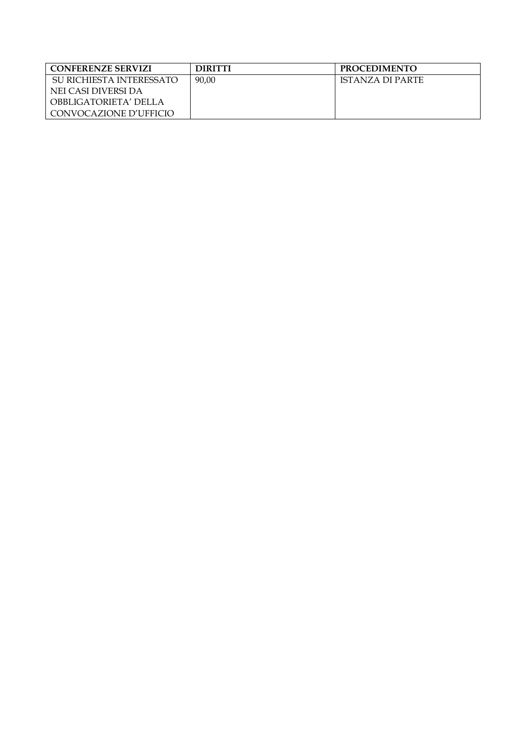| CONFERENZE SERVIZI | DIRITTI | PROCEDIMENTO |
|---|---|---|
| SU RICHIESTA INTERESSATO NEI CASI DIVERSI DA OBBLIGATORIETA' DELLA CONVOCAZIONE D'UFFICIO | 90,00 | ISTANZA DI PARTE |